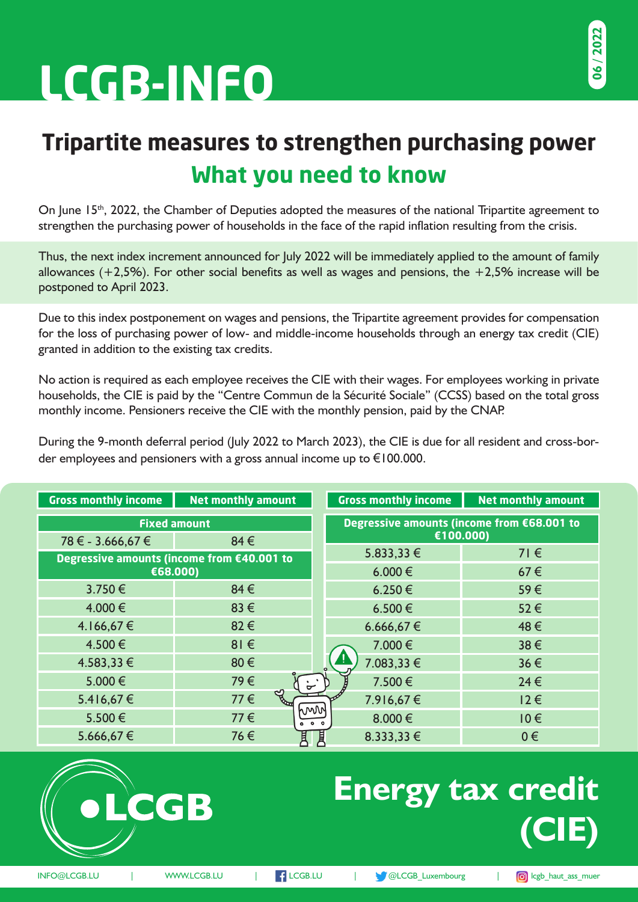# LCGB-INFO

06 / 2022

## Tripartite measures to strengthen purchasing power

## What you need to know

On June 15th, 2022, the Chamber of Deputies adopted the measures of the national Tripartite agreement to strengthen the purchasing power of households in the face of the rapid inflation resulting from the crisis.

Thus, the next index increment announced for July 2022 will be immediately applied to the amount of family allowances (+2,5%). For other social benefits as well as wages and pensions, the +2,5% increase will be postponed to April 2023.

Due to this index postponement on wages and pensions, the Tripartite agreement provides for compensation for the loss of purchasing power of low- and middle-income households through an energy tax credit (CIE) granted in addition to the existing tax credits.

No action is required as each employee receives the CIE with their wages. For employees working in private households, the CIE is paid by the "Centre Commun de la Sécurité Sociale" (CCSS) based on the total gross monthly income. Pensioners receive the CIE with the monthly pension, paid by the CNAP.

During the 9-month deferral period (July 2022 to March 2023), the CIE is due for all resident and cross-border employees and pensioners with a gross annual income up to €100.000.

| Gross monthly income | Net monthly amount |
|---|---|
| **Fixed amount** | |
| 78 € - 3.666,67 € | 84 € |
| **Degressive amounts (income from €40.001 to €68.000)** | |
| 3.750 € | 84 € |
| 4.000 € | 83 € |
| 4.166,67 € | 82 € |
| 4.500 € | 81 € |
| 4.583,33 € | 80 € |
| 5.000 € | 79 € |
| 5.416,67 € | 77 € |
| 5.500 € | 77 € |
| 5.666,67 € | 76 € |
| **Degressive amounts (income from €68.001 to €100.000)** | |
| 5.833,33 € | 71 € |
| 6.000 € | 67 € |
| 6.250 € | 59 € |
| 6.500 € | 52 € |
| 6.666,67 € | 48 € |
| 7.000 € | 38 € |
| 7.083,33 € | 36 € |
| 7.500 € | 24 € |
| 7.916,67 € | 12 € |
| 8.000 € | 10 € |
| 8.333,33 € | 0 € |

# Energy tax credit (CIE)

LCGB

INFO@LCGB.LU | WWW.LCGB.LU | LCGB.LU | @LCGB_Luxembourg | lcgb_haut_ass_muer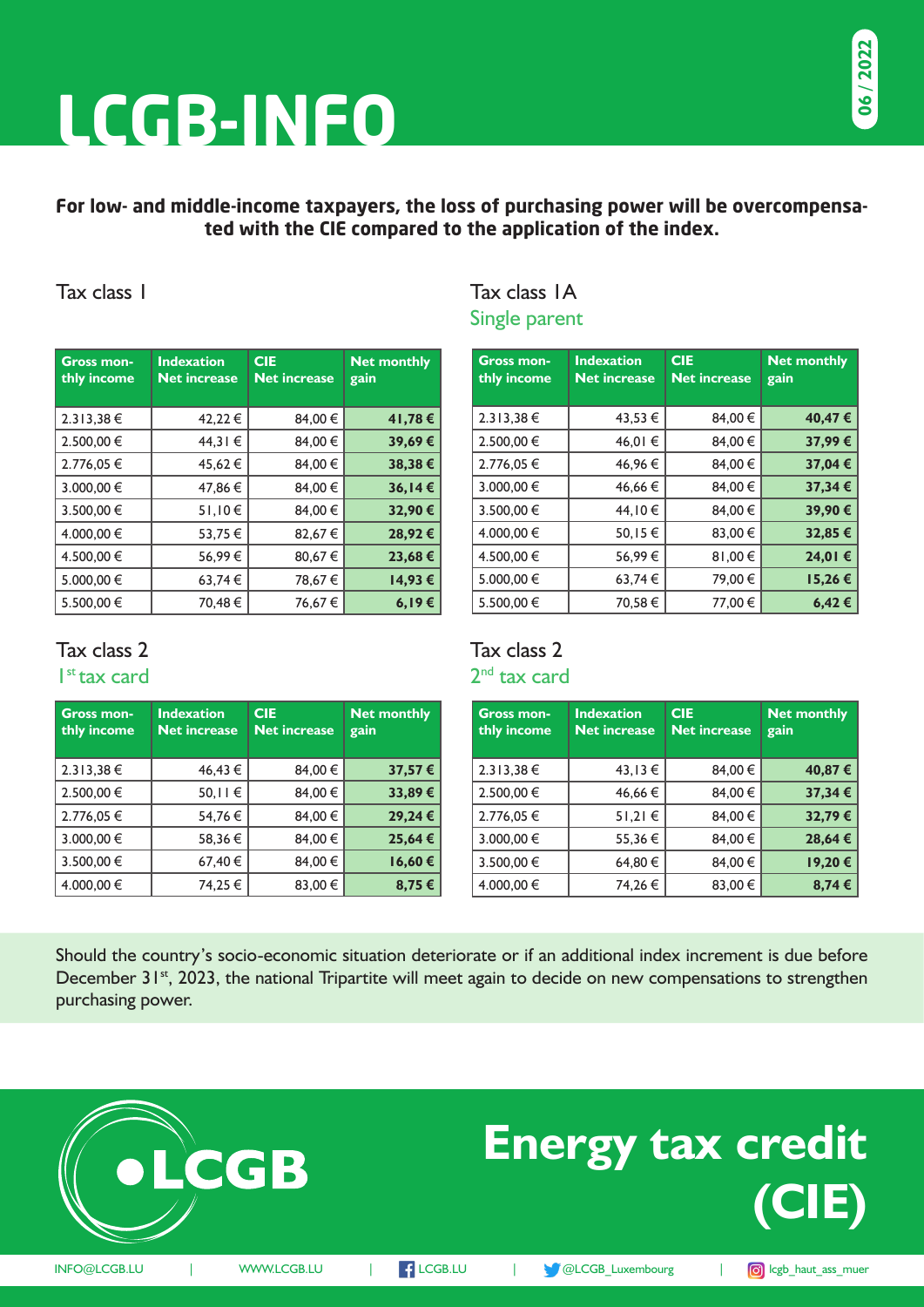# LCGB-INFO

**For low- and middle-income taxpayers, the loss of purchasing power will be overcompensated with the CIE compared to the application of the index.**

## Tax class 1

| Gross monthly income | Indexation Net increase | CIE Net increase | Net monthly gain |
|---|---|---|---|
| 2.313,38 € | 42,22 € | 84,00 € | **41,78 €** |
| 2.500,00 € | 44,31 € | 84,00 € | **39,69 €** |
| 2.776,05 € | 45,62 € | 84,00 € | **38,38 €** |
| 3.000,00 € | 47,86 € | 84,00 € | **36,14 €** |
| 3.500,00 € | 51,10 € | 84,00 € | **32,90 €** |
| 4.000,00 € | 53,75 € | 82,67 € | **28,92 €** |
| 4.500,00 € | 56,99 € | 80,67 € | **23,68 €** |
| 5.000,00 € | 63,74 € | 78,67 € | **14,93 €** |
| 5.500,00 € | 70,48 € | 76,67 € | **6,19 €** |

## Tax class 1A

Single parent

| Gross monthly income | Indexation Net increase | CIE Net increase | Net monthly gain |
|---|---|---|---|
| 2.313,38 € | 43,53 € | 84,00 € | **40,47 €** |
| 2.500,00 € | 46,01 € | 84,00 € | **37,99 €** |
| 2.776,05 € | 46,96 € | 84,00 € | **37,04 €** |
| 3.000,00 € | 46,66 € | 84,00 € | **37,34 €** |
| 3.500,00 € | 44,10 € | 84,00 € | **39,90 €** |
| 4.000,00 € | 50,15 € | 83,00 € | **32,85 €** |
| 4.500,00 € | 56,99 € | 81,00 € | **24,01 €** |
| 5.000,00 € | 63,74 € | 79,00 € | **15,26 €** |
| 5.500,00 € | 70,58 € | 77,00 € | **6,42 €** |

## Tax class 2

1st tax card

| Gross monthly income | Indexation Net increase | CIE Net increase | Net monthly gain |
|---|---|---|---|
| 2.313,38 € | 46,43 € | 84,00 € | **37,57 €** |
| 2.500,00 € | 50,11 € | 84,00 € | **33,89 €** |
| 2.776,05 € | 54,76 € | 84,00 € | **29,24 €** |
| 3.000,00 € | 58,36 € | 84,00 € | **25,64 €** |
| 3.500,00 € | 67,40 € | 84,00 € | **16,60 €** |
| 4.000,00 € | 74,25 € | 83,00 € | **8,75 €** |

## Tax class 2

2nd tax card

| Gross monthly income | Indexation Net increase | CIE Net increase | Net monthly gain |
|---|---|---|---|
| 2.313,38 € | 43,13 € | 84,00 € | **40,87 €** |
| 2.500,00 € | 46,66 € | 84,00 € | **37,34 €** |
| 2.776,05 € | 51,21 € | 84,00 € | **32,79 €** |
| 3.000,00 € | 55,36 € | 84,00 € | **28,64 €** |
| 3.500,00 € | 64,80 € | 84,00 € | **19,20 €** |
| 4.000,00 € | 74,26 € | 83,00 € | **8,74 €** |

Should the country's socio-economic situation deteriorate or if an additional index increment is due before December 31st, 2023, the national Tripartite will meet again to decide on new compensations to strengthen purchasing power.

LCGB

# Energy tax credit (CIE)

INFO@LCGB.LU | WWW.LCGB.LU | LCGB.LU | @LCGB_Luxembourg | lcgb_haut_ass_muer